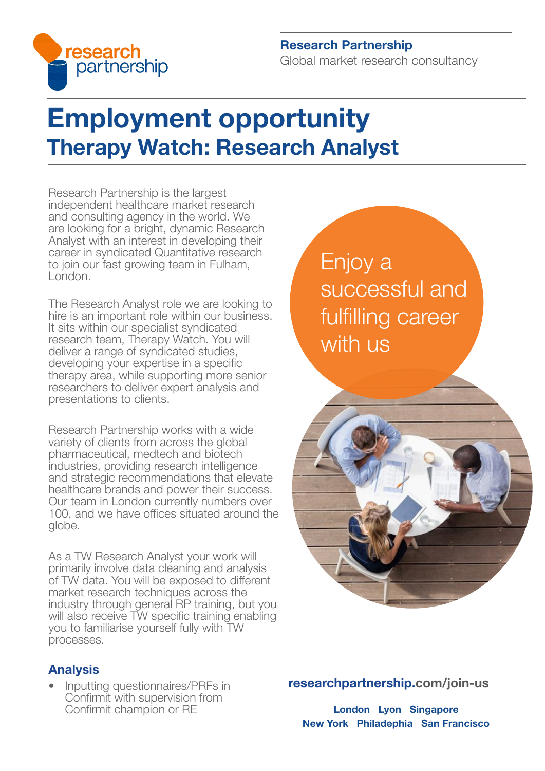**Research Partnership**
Global market research consultancy

# Employment opportunity

## Therapy Watch: Research Analyst

Research Partnership is the largest independent healthcare market research and consulting agency in the world. We are looking for a bright, dynamic Research Analyst with an interest in developing their career in syndicated Quantitative research to join our fast growing team in Fulham, London.

The Research Analyst role we are looking to hire is an important role within our business. It sits within our specialist syndicated research team, Therapy Watch. You will deliver a range of syndicated studies, developing your expertise in a specific therapy area, while supporting more senior researchers to deliver expert analysis and presentations to clients.

Research Partnership works with a wide variety of clients from across the global pharmaceutical, medtech and biotech industries, providing research intelligence and strategic recommendations that elevate healthcare brands and power their success. Our team in London currently numbers over 100, and we have offices situated around the globe.

As a TW Research Analyst your work will primarily involve data cleaning and analysis of TW data. You will be exposed to different market research techniques across the industry through general RP training, but you will also receive TW specific training enabling you to familiarise yourself fully with TW processes.

Enjoy a successful and fulfilling career with us

### Analysis

- Inputting questionnaires/PRFs in Confirmit with supervision from Confirmit champion or RE

**researchpartnership.com/join-us**

**London Lyon Singapore**
**New York Philadephia San Francisco**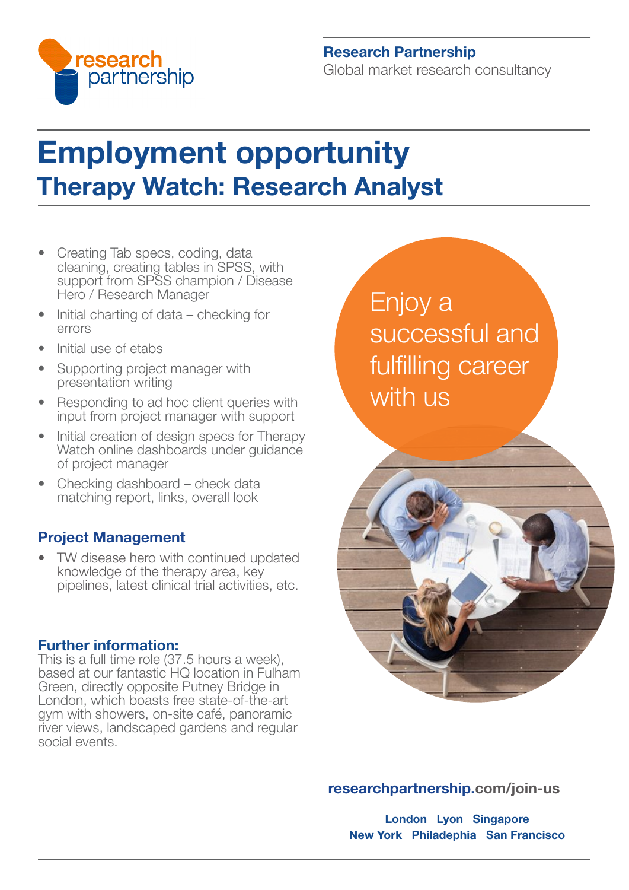# Research Partnership

Global market research consultancy

# Employment opportunity

## Therapy Watch: Research Analyst

- Creating Tab specs, coding, data cleaning, creating tables in SPSS, with support from SPSS champion / Disease Hero / Research Manager
- Initial charting of data – checking for errors
- Initial use of etabs
- Supporting project manager with presentation writing
- Responding to ad hoc client queries with input from project manager with support
- Initial creation of design specs for Therapy Watch online dashboards under guidance of project manager
- Checking dashboard – check data matching report, links, overall look

### Project Management

- TW disease hero with continued updated knowledge of the therapy area, key pipelines, latest clinical trial activities, etc.

### Further information:

This is a full time role (37.5 hours a week), based at our fantastic HQ location in Fulham Green, directly opposite Putney Bridge in London, which boasts free state-of-the-art gym with showers, on-site café, panoramic river views, landscaped gardens and regular social events.

Enjoy a successful and fulfilling career with us

**researchpartnership.com/join-us**

**London Lyon Singapore**
**New York Philadelphia San Francisco**